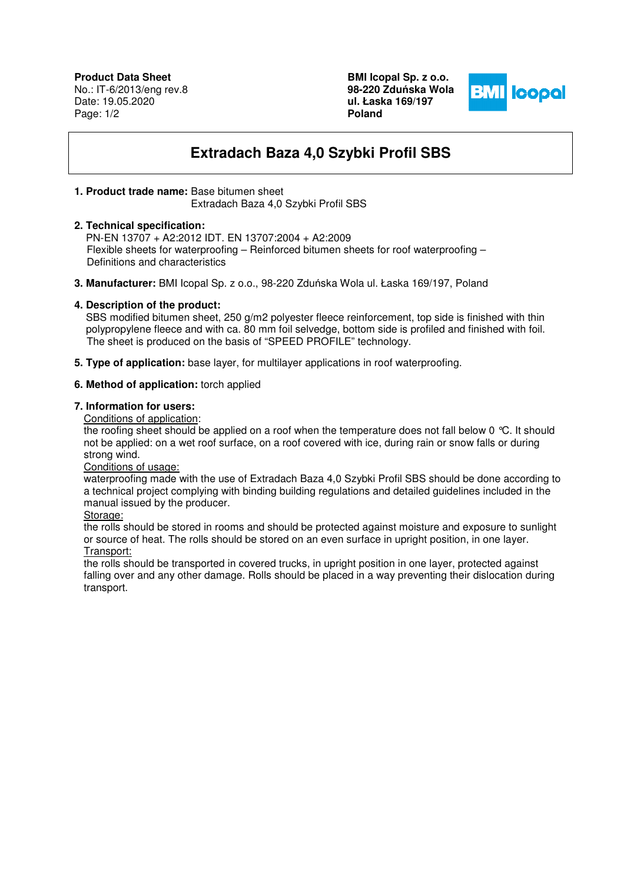**Product Data Sheet**
No.: IT-6/2013/eng rev.8
Date: 19.05.2020

**BMI Icopal Sp. z o.o.**
**98-220 Zduńska Wola**
**ul. Łaska 169/197**
**Poland**

# Extradach Baza 4,0 Szybki Profil SBS

1. **Product trade name:** Base bitumen sheet
   Extradach Baza 4,0 Szybki Profil SBS

2. **Technical specification:**
   PN-EN 13707 + A2:2012 IDT. EN 13707:2004 + A2:2009
   Flexible sheets for waterproofing – Reinforced bitumen sheets for roof waterproofing – Definitions and characteristics

3. **Manufacturer:** BMI Icopal Sp. z o.o., 98-220 Zduńska Wola ul. Łaska 169/197, Poland

4. **Description of the product:**
   SBS modified bitumen sheet, 250 g/m2 polyester fleece reinforcement, top side is finished with thin polypropylene fleece and with ca. 80 mm foil selvedge, bottom side is profiled and finished with foil. The sheet is produced on the basis of "SPEED PROFILE" technology.

5. **Type of application:** base layer, for multilayer applications in roof waterproofing.

6. **Method of application:** torch applied

7. **Information for users:**
   Conditions of application:
   the roofing sheet should be applied on a roof when the temperature does not fall below 0 °C. It should not be applied: on a wet roof surface, on a roof covered with ice, during rain or snow falls or during strong wind.
   Conditions of usage:
   waterproofing made with the use of Extradach Baza 4,0 Szybki Profil SBS should be done according to a technical project complying with binding building regulations and detailed guidelines included in the manual issued by the producer.
   Storage:
   the rolls should be stored in rooms and should be protected against moisture and exposure to sunlight or source of heat. The rolls should be stored on an even surface in upright position, in one layer.
   Transport:
   the rolls should be transported in covered trucks, in upright position in one layer, protected against falling over and any other damage. Rolls should be placed in a way preventing their dislocation during transport.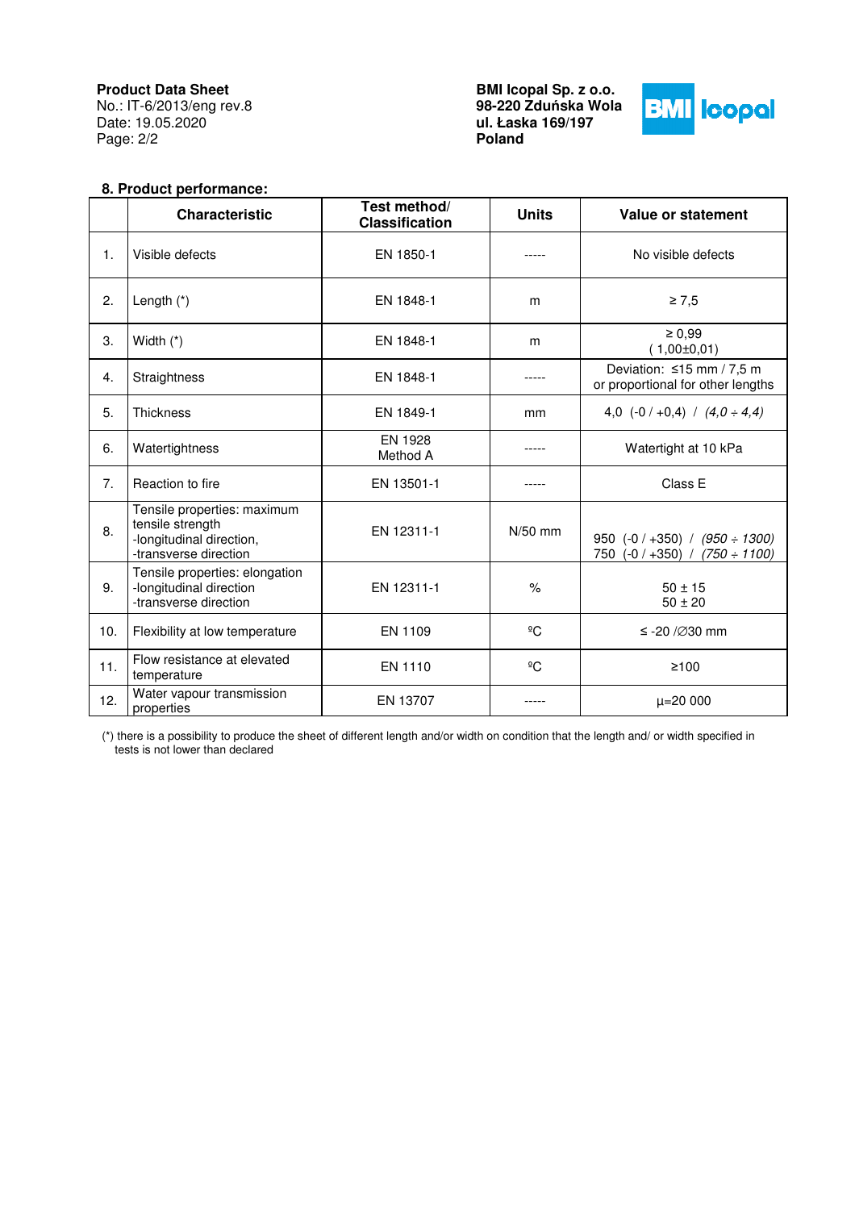**Product Data Sheet**
No.: IT-6/2013/eng rev.8
Date: 19.05.2020

**BMI Icopal Sp. z o.o.**
**98-220 Zduńska Wola**
**ul. Łaska 169/197**
**Poland**

## 8. Product performance:

| | Characteristic | Test method/ Classification | Units | Value or statement |
|---|---|---|---|---|
| 1. | Visible defects | EN 1850-1 | ----- | No visible defects |
| 2. | Length (*) | EN 1848-1 | m | ≥ 7,5 |
| 3. | Width (*) | EN 1848-1 | m | ≥ 0,99 ( 1,00±0,01) |
| 4. | Straightness | EN 1848-1 | ----- | Deviation: ≤15 mm / 7,5 m or proportional for other lengths |
| 5. | Thickness | EN 1849-1 | mm | 4,0 (-0 / +0,4) / *(4,0 ÷ 4,4)* |
| 6. | Watertightness | EN 1928 Method A | ----- | Watertight at 10 kPa |
| 7. | Reaction to fire | EN 13501-1 | ----- | Class E |
| 8. | Tensile properties: maximum tensile strength -longitudinal direction, -transverse direction | EN 12311-1 | N/50 mm | 950 (-0 / +350) / *(950 ÷ 1300)* 750 (-0 / +350) / *(750 ÷ 1100)* |
| 9. | Tensile properties: elongation -longitudinal direction -transverse direction | EN 12311-1 | % | 50 ± 15 50 ± 20 |
| 10. | Flexibility at low temperature | EN 1109 | ºC | ≤ -20 /∅30 mm |
| 11. | Flow resistance at elevated temperature | EN 1110 | ºC | ≥100 |
| 12. | Water vapour transmission properties | EN 13707 | ----- | μ=20 000 |

(*) there is a possibility to produce the sheet of different length and/or width on condition that the length and/ or width specified in tests is not lower than declared